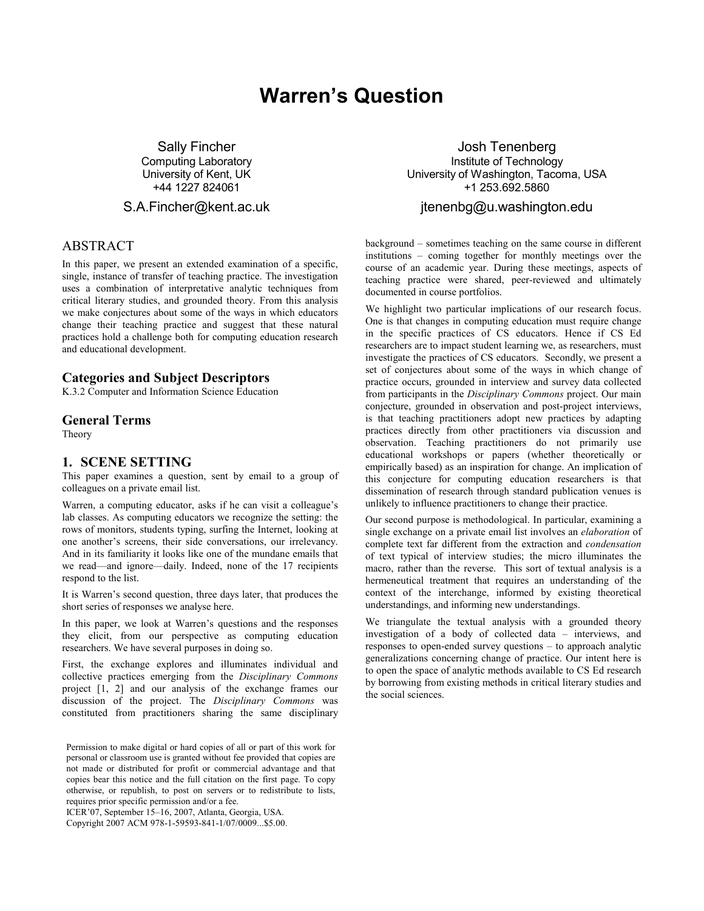# Warren's Question

Sally Fincher
Computing Laboratory
University of Kent, UK
+44 1227 824061
S.A.Fincher@kent.ac.uk

Josh Tenenberg
Institute of Technology
University of Washington, Tacoma, USA
+1 253.692.5860
jtenenbg@u.washington.edu

## ABSTRACT

In this paper, we present an extended examination of a specific, single, instance of transfer of teaching practice. The investigation uses a combination of interpretative analytic techniques from critical literary studies, and grounded theory. From this analysis we make conjectures about some of the ways in which educators change their teaching practice and suggest that these natural practices hold a challenge both for computing education research and educational development.

### Categories and Subject Descriptors

K.3.2 Computer and Information Science Education

### General Terms

Theory

## 1. SCENE SETTING

This paper examines a question, sent by email to a group of colleagues on a private email list.

Warren, a computing educator, asks if he can visit a colleague's lab classes. As computing educators we recognize the setting: the rows of monitors, students typing, surfing the Internet, looking at one another's screens, their side conversations, our irrelevancy. And in its familiarity it looks like one of the mundane emails that we read—and ignore—daily. Indeed, none of the 17 recipients respond to the list.

It is Warren's second question, three days later, that produces the short series of responses we analyse here.

In this paper, we look at Warren's questions and the responses they elicit, from our perspective as computing education researchers. We have several purposes in doing so.

First, the exchange explores and illuminates individual and collective practices emerging from the *Disciplinary Commons* project [1, 2] and our analysis of the exchange frames our discussion of the project. The *Disciplinary Commons* was constituted from practitioners sharing the same disciplinary background – sometimes teaching on the same course in different institutions – coming together for monthly meetings over the course of an academic year. During these meetings, aspects of teaching practice were shared, peer-reviewed and ultimately documented in course portfolios.

We highlight two particular implications of our research focus. One is that changes in computing education must require change in the specific practices of CS educators. Hence if CS Ed researchers are to impact student learning we, as researchers, must investigate the practices of CS educators. Secondly, we present a set of conjectures about some of the ways in which change of practice occurs, grounded in interview and survey data collected from participants in the *Disciplinary Commons* project. Our main conjecture, grounded in observation and post-project interviews, is that teaching practitioners adopt new practices by adapting practices directly from other practitioners via discussion and observation. Teaching practitioners do not primarily use educational workshops or papers (whether theoretically or empirically based) as an inspiration for change. An implication of this conjecture for computing education researchers is that dissemination of research through standard publication venues is unlikely to influence practitioners to change their practice.

Our second purpose is methodological. In particular, examining a single exchange on a private email list involves an *elaboration* of complete text far different from the extraction and *condensation* of text typical of interview studies; the micro illuminates the macro, rather than the reverse. This sort of textual analysis is a hermeneutical treatment that requires an understanding of the context of the interchange, informed by existing theoretical understandings, and informing new understandings.

We triangulate the textual analysis with a grounded theory investigation of a body of collected data – interviews, and responses to open-ended survey questions – to approach analytic generalizations concerning change of practice. Our intent here is to open the space of analytic methods available to CS Ed research by borrowing from existing methods in critical literary studies and the social sciences.

Permission to make digital or hard copies of all or part of this work for personal or classroom use is granted without fee provided that copies are not made or distributed for profit or commercial advantage and that copies bear this notice and the full citation on the first page. To copy otherwise, or republish, to post on servers or to redistribute to lists, requires prior specific permission and/or a fee.
ICER'07, September 15–16, 2007, Atlanta, Georgia, USA.
Copyright 2007 ACM 978-1-59593-841-1/07/0009...$5.00.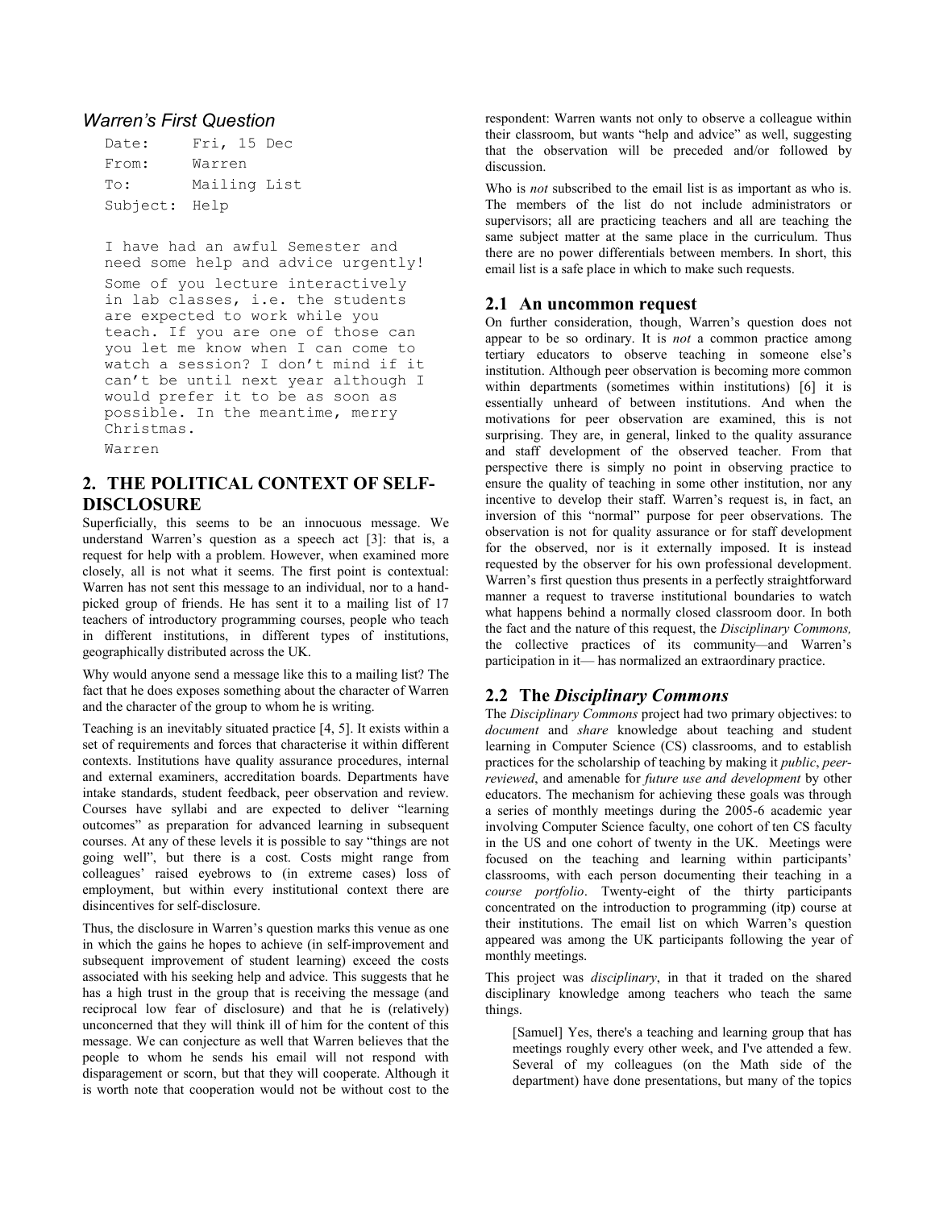### *Warren's First Question*

```
Date:     Fri, 15 Dec
From:     Warren
To:       Mailing List
Subject:  Help

I have had an awful Semester and
need some help and advice urgently!
Some of you lecture interactively
in lab classes, i.e. the students
are expected to work while you
teach. If you are one of those can
you let me know when I can come to
watch a session? I don't mind if it
can't be until next year although I
would prefer it to be as soon as
possible. In the meantime, merry
Christmas.
Warren
```

## 2. THE POLITICAL CONTEXT OF SELF-DISCLOSURE

Superficially, this seems to be an innocuous message. We understand Warren's question as a speech act [3]: that is, a request for help with a problem. However, when examined more closely, all is not what it seems. The first point is contextual: Warren has not sent this message to an individual, nor to a hand-picked group of friends. He has sent it to a mailing list of 17 teachers of introductory programming courses, people who teach in different institutions, in different types of institutions, geographically distributed across the UK.

Why would anyone send a message like this to a mailing list? The fact that he does exposes something about the character of Warren and the character of the group to whom he is writing.

Teaching is an inevitably situated practice [4, 5]. It exists within a set of requirements and forces that characterise it within different contexts. Institutions have quality assurance procedures, internal and external examiners, accreditation boards. Departments have intake standards, student feedback, peer observation and review. Courses have syllabi and are expected to deliver "learning outcomes" as preparation for advanced learning in subsequent courses. At any of these levels it is possible to say "things are not going well", but there is a cost. Costs might range from colleagues' raised eyebrows to (in extreme cases) loss of employment, but within every institutional context there are disincentives for self-disclosure.

Thus, the disclosure in Warren's question marks this venue as one in which the gains he hopes to achieve (in self-improvement and subsequent improvement of student learning) exceed the costs associated with his seeking help and advice. This suggests that he has a high trust in the group that is receiving the message (and reciprocal low fear of disclosure) and that he is (relatively) unconcerned that they will think ill of him for the content of this message. We can conjecture as well that Warren believes that the people to whom he sends his email will not respond with disparagement or scorn, but that they will cooperate. Although it is worth note that cooperation would not be without cost to the respondent: Warren wants not only to observe a colleague within their classroom, but wants "help and advice" as well, suggesting that the observation will be preceded and/or followed by discussion.

Who is *not* subscribed to the email list is as important as who is. The members of the list do not include administrators or supervisors; all are practicing teachers and all are teaching the same subject matter at the same place in the curriculum. Thus there are no power differentials between members. In short, this email list is a safe place in which to make such requests.

### 2.1 An uncommon request

On further consideration, though, Warren's question does not appear to be so ordinary. It is *not* a common practice among tertiary educators to observe teaching in someone else's institution. Although peer observation is becoming more common within departments (sometimes within institutions) [6] it is essentially unheard of between institutions. And when the motivations for peer observation are examined, this is not surprising. They are, in general, linked to the quality assurance and staff development of the observed teacher. From that perspective there is simply no point in observing practice to ensure the quality of teaching in some other institution, nor any incentive to develop their staff. Warren's request is, in fact, an inversion of this "normal" purpose for peer observations. The observation is not for quality assurance or for staff development for the observed, nor is it externally imposed. It is instead requested by the observer for his own professional development. Warren's first question thus presents in a perfectly straightforward manner a request to traverse institutional boundaries to watch what happens behind a normally closed classroom door. In both the fact and the nature of this request, the *Disciplinary Commons,* the collective practices of its community—and Warren's participation in it— has normalized an extraordinary practice.

### 2.2 The *Disciplinary Commons*

The *Disciplinary Commons* project had two primary objectives: to *document* and *share* knowledge about teaching and student learning in Computer Science (CS) classrooms, and to establish practices for the scholarship of teaching by making it *public*, *peer-reviewed*, and amenable for *future use and development* by other educators. The mechanism for achieving these goals was through a series of monthly meetings during the 2005-6 academic year involving Computer Science faculty, one cohort of ten CS faculty in the US and one cohort of twenty in the UK. Meetings were focused on the teaching and learning within participants' classrooms, with each person documenting their teaching in a *course portfolio*. Twenty-eight of the thirty participants concentrated on the introduction to programming (itp) course at their institutions. The email list on which Warren's question appeared was among the UK participants following the year of monthly meetings.

This project was *disciplinary*, in that it traded on the shared disciplinary knowledge among teachers who teach the same things.

> [Samuel] Yes, there's a teaching and learning group that has meetings roughly every other week, and I've attended a few. Several of my colleagues (on the Math side of the department) have done presentations, but many of the topics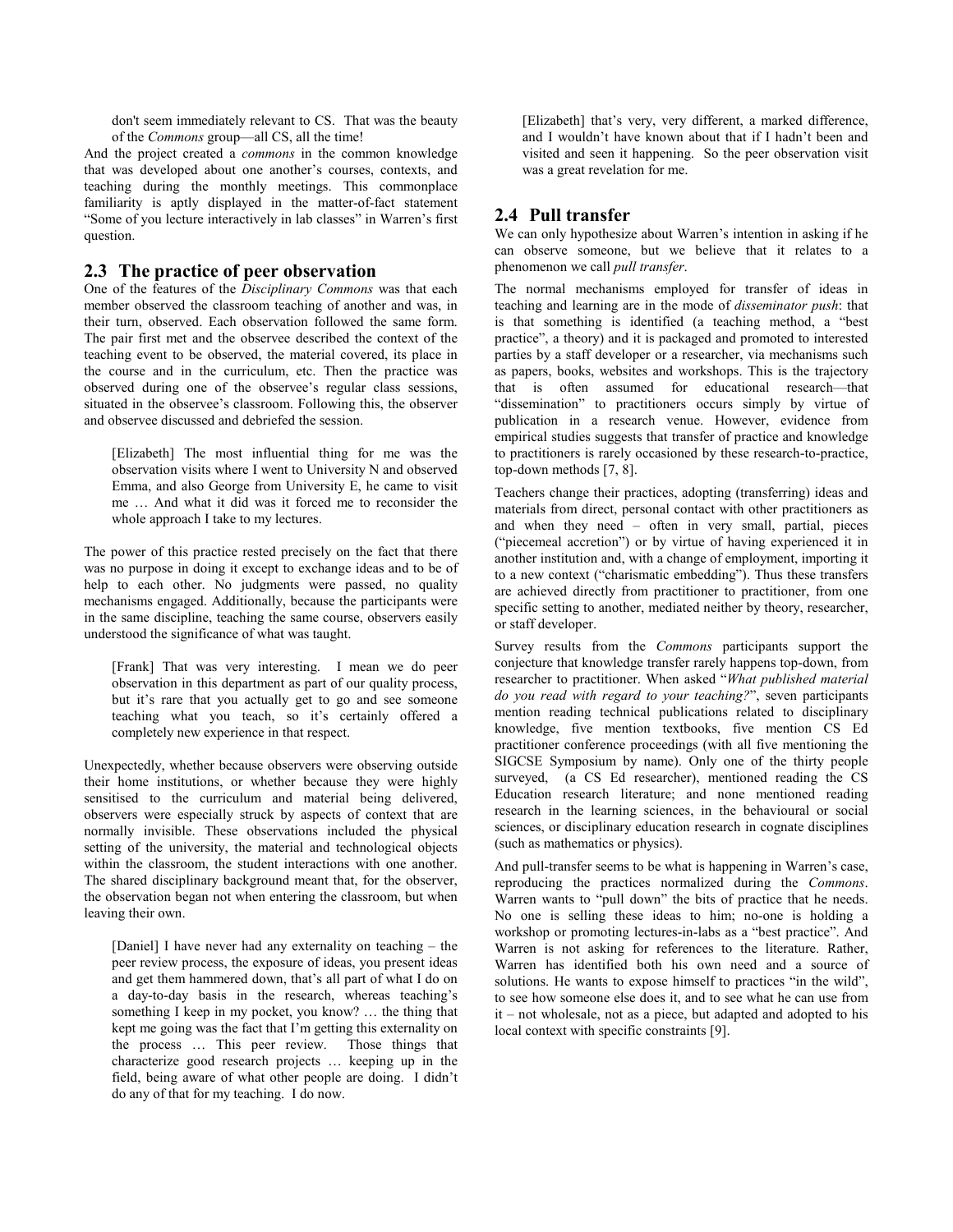> don't seem immediately relevant to CS. That was the beauty of the *Commons* group—all CS, all the time!

And the project created a *commons* in the common knowledge that was developed about one another's courses, contexts, and teaching during the monthly meetings. This commonplace familiarity is aptly displayed in the matter-of-fact statement "Some of you lecture interactively in lab classes" in Warren's first question.

## 2.3 The practice of peer observation

One of the features of the *Disciplinary Commons* was that each member observed the classroom teaching of another and was, in their turn, observed. Each observation followed the same form. The pair first met and the observee described the context of the teaching event to be observed, the material covered, its place in the course and in the curriculum, etc. Then the practice was observed during one of the observee's regular class sessions, situated in the observee's classroom. Following this, the observer and observee discussed and debriefed the session.

> [Elizabeth] The most influential thing for me was the observation visits where I went to University N and observed Emma, and also George from University E, he came to visit me … And what it did was it forced me to reconsider the whole approach I take to my lectures.

The power of this practice rested precisely on the fact that there was no purpose in doing it except to exchange ideas and to be of help to each other. No judgments were passed, no quality mechanisms engaged. Additionally, because the participants were in the same discipline, teaching the same course, observers easily understood the significance of what was taught.

> [Frank] That was very interesting. I mean we do peer observation in this department as part of our quality process, but it's rare that you actually get to go and see someone teaching what you teach, so it's certainly offered a completely new experience in that respect.

Unexpectedly, whether because observers were observing outside their home institutions, or whether because they were highly sensitised to the curriculum and material being delivered, observers were especially struck by aspects of context that are normally invisible. These observations included the physical setting of the university, the material and technological objects within the classroom, the student interactions with one another. The shared disciplinary background meant that, for the observer, the observation began not when entering the classroom, but when leaving their own.

> [Daniel] I have never had any externality on teaching – the peer review process, the exposure of ideas, you present ideas and get them hammered down, that's all part of what I do on a day-to-day basis in the research, whereas teaching's something I keep in my pocket, you know? … the thing that kept me going was the fact that I'm getting this externality on the process … This peer review. Those things that characterize good research projects … keeping up in the field, being aware of what other people are doing. I didn't do any of that for my teaching. I do now.

> [Elizabeth] that's very, very different, a marked difference, and I wouldn't have known about that if I hadn't been and visited and seen it happening. So the peer observation visit was a great revelation for me.

## 2.4 Pull transfer

We can only hypothesize about Warren's intention in asking if he can observe someone, but we believe that it relates to a phenomenon we call *pull transfer*.

The normal mechanisms employed for transfer of ideas in teaching and learning are in the mode of *disseminator push*: that is that something is identified (a teaching method, a "best practice", a theory) and it is packaged and promoted to interested parties by a staff developer or a researcher, via mechanisms such as papers, books, websites and workshops. This is the trajectory that is often assumed for educational research—that "dissemination" to practitioners occurs simply by virtue of publication in a research venue. However, evidence from empirical studies suggests that transfer of practice and knowledge to practitioners is rarely occasioned by these research-to-practice, top-down methods [7, 8].

Teachers change their practices, adopting (transferring) ideas and materials from direct, personal contact with other practitioners as and when they need – often in very small, partial, pieces ("piecemeal accretion") or by virtue of having experienced it in another institution and, with a change of employment, importing it to a new context ("charismatic embedding"). Thus these transfers are achieved directly from practitioner to practitioner, from one specific setting to another, mediated neither by theory, researcher, or staff developer.

Survey results from the *Commons* participants support the conjecture that knowledge transfer rarely happens top-down, from researcher to practitioner. When asked "*What published material do you read with regard to your teaching?*", seven participants mention reading technical publications related to disciplinary knowledge, five mention textbooks, five mention CS Ed practitioner conference proceedings (with all five mentioning the SIGCSE Symposium by name). Only one of the thirty people surveyed, (a CS Ed researcher), mentioned reading the CS Education research literature; and none mentioned reading research in the learning sciences, in the behavioural or social sciences, or disciplinary education research in cognate disciplines (such as mathematics or physics).

And pull-transfer seems to be what is happening in Warren's case, reproducing the practices normalized during the *Commons*. Warren wants to "pull down" the bits of practice that he needs. No one is selling these ideas to him; no-one is holding a workshop or promoting lectures-in-labs as a "best practice". And Warren is not asking for references to the literature. Rather, Warren has identified both his own need and a source of solutions. He wants to expose himself to practices "in the wild", to see how someone else does it, and to see what he can use from it – not wholesale, not as a piece, but adapted and adopted to his local context with specific constraints [9].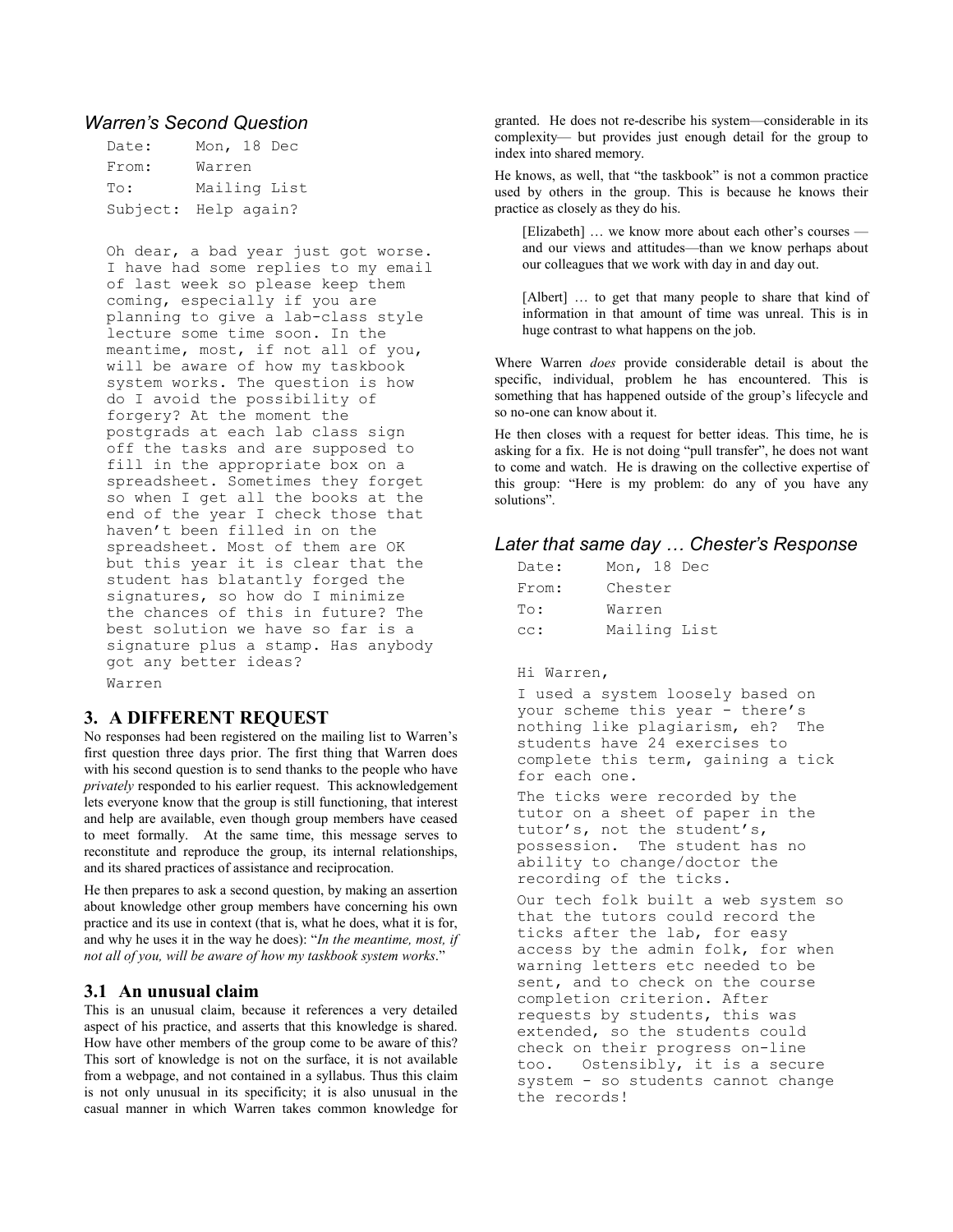### *Warren's Second Question*

```
Date:     Mon, 18 Dec
From:     Warren
To:       Mailing List
Subject:  Help again?
```

```
Oh dear, a bad year just got worse.
I have had some replies to my email
of last week so please keep them
coming, especially if you are
planning to give a lab-class style
lecture some time soon. In the
meantime, most, if not all of you,
will be aware of how my taskbook
system works. The question is how
do I avoid the possibility of
forgery? At the moment the
postgrads at each lab class sign
off the tasks and are supposed to
fill in the appropriate box on a
spreadsheet. Sometimes they forget
so when I get all the books at the
end of the year I check those that
haven't been filled in on the
spreadsheet. Most of them are OK
but this year it is clear that the
student has blatantly forged the
signatures, so how do I minimize
the chances of this in future? The
best solution we have so far is a
signature plus a stamp. Has anybody
got any better ideas?
Warren
```

## 3. A DIFFERENT REQUEST

No responses had been registered on the mailing list to Warren's first question three days prior. The first thing that Warren does with his second question is to send thanks to the people who have *privately* responded to his earlier request. This acknowledgement lets everyone know that the group is still functioning, that interest and help are available, even though group members have ceased to meet formally. At the same time, this message serves to reconstitute and reproduce the group, its internal relationships, and its shared practices of assistance and reciprocation.

He then prepares to ask a second question, by making an assertion about knowledge other group members have concerning his own practice and its use in context (that is, what he does, what it is for, and why he uses it in the way he does): "*In the meantime, most, if not all of you, will be aware of how my taskbook system works*."

### 3.1 An unusual claim

This is an unusual claim, because it references a very detailed aspect of his practice, and asserts that this knowledge is shared. How have other members of the group come to be aware of this? This sort of knowledge is not on the surface, it is not available from a webpage, and not contained in a syllabus. Thus this claim is not only unusual in its specificity; it is also unusual in the casual manner in which Warren takes common knowledge for granted. He does not re-describe his system—considerable in its complexity— but provides just enough detail for the group to index into shared memory.

He knows, as well, that "the taskbook" is not a common practice used by others in the group. This is because he knows their practice as closely as they do his.

> [Elizabeth] … we know more about each other's courses — and our views and attitudes—than we know perhaps about our colleagues that we work with day in and day out.

> [Albert] … to get that many people to share that kind of information in that amount of time was unreal. This is in huge contrast to what happens on the job.

Where Warren *does* provide considerable detail is about the specific, individual, problem he has encountered. This is something that has happened outside of the group's lifecycle and so no-one can know about it.

He then closes with a request for better ideas. This time, he is asking for a fix. He is not doing "pull transfer", he does not want to come and watch. He is drawing on the collective expertise of this group: "Here is my problem: do any of you have any solutions".

### *Later that same day … Chester's Response*

```
Date:     Mon, 18 Dec
From:     Chester
To:       Warren
cc:       Mailing List
```

```
Hi Warren,
I used a system loosely based on
your scheme this year - there's
nothing like plagiarism, eh?  The
students have 24 exercises to
complete this term, gaining a tick
for each one.
The ticks were recorded by the
tutor on a sheet of paper in the
tutor's, not the student's,
possession.  The student has no
ability to change/doctor the
recording of the ticks.
Our tech folk built a web system so
that the tutors could record the
ticks after the lab, for easy
access by the admin folk, for when
warning letters etc needed to be
sent, and to check on the course
completion criterion. After
requests by students, this was
extended, so the students could
check on their progress on-line
too.   Ostensibly, it is a secure
system - so students cannot change
the records!
```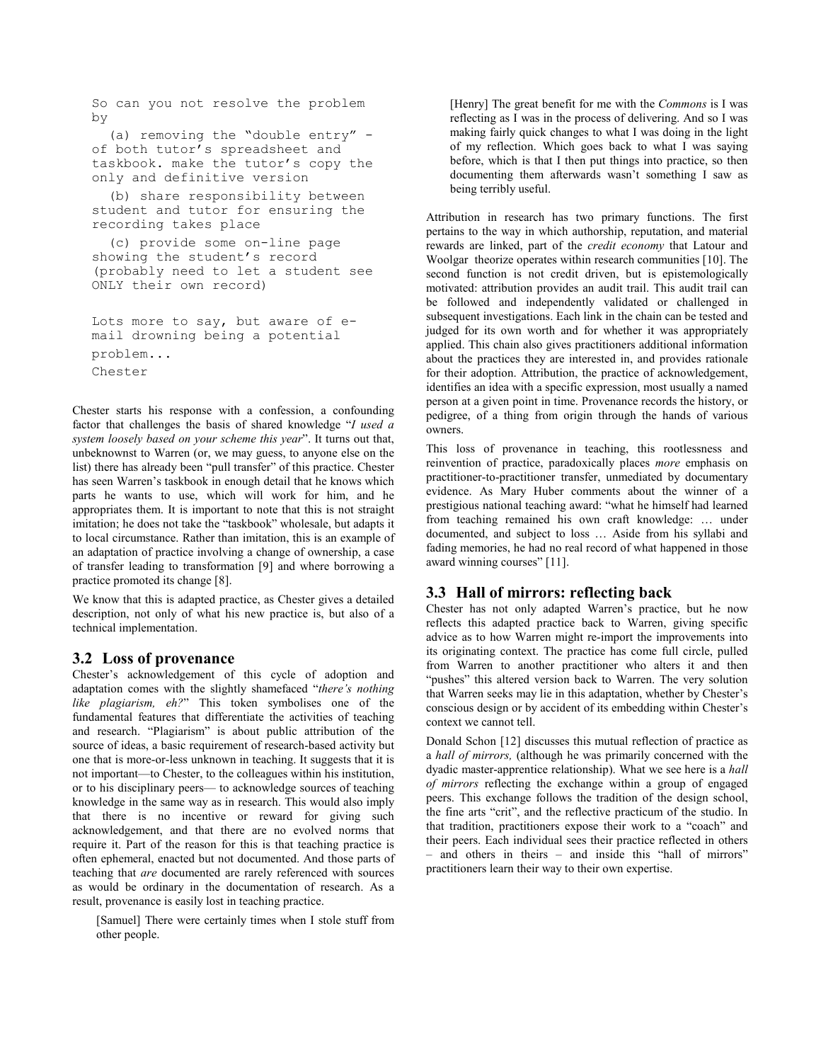```
So can you not resolve the problem
by

  (a) removing the "double entry" -
of both tutor's spreadsheet and
taskbook. make the tutor's copy the
only and definitive version

  (b) share responsibility between
student and tutor for ensuring the
recording takes place

  (c) provide some on-line page
showing the student's record
(probably need to let a student see
ONLY their own record)


Lots more to say, but aware of e-
mail drowning being a potential
problem...
Chester
```

Chester starts his response with a confession, a confounding factor that challenges the basis of shared knowledge "*I used a system loosely based on your scheme this year*". It turns out that, unbeknownst to Warren (or, we may guess, to anyone else on the list) there has already been "pull transfer" of this practice. Chester has seen Warren's taskbook in enough detail that he knows which parts he wants to use, which will work for him, and he appropriates them. It is important to note that this is not straight imitation; he does not take the "taskbook" wholesale, but adapts it to local circumstance. Rather than imitation, this is an example of an adaptation of practice involving a change of ownership, a case of transfer leading to transformation [9] and where borrowing a practice promoted its change [8].

We know that this is adapted practice, as Chester gives a detailed description, not only of what his new practice is, but also of a technical implementation.

## 3.2 Loss of provenance

Chester's acknowledgement of this cycle of adoption and adaptation comes with the slightly shamefaced "*there's nothing like plagiarism, eh?*" This token symbolises one of the fundamental features that differentiate the activities of teaching and research. "Plagiarism" is about public attribution of the source of ideas, a basic requirement of research-based activity but one that is more-or-less unknown in teaching. It suggests that it is not important—to Chester, to the colleagues within his institution, or to his disciplinary peers— to acknowledge sources of teaching knowledge in the same way as in research. This would also imply that there is no incentive or reward for giving such acknowledgement, and that there are no evolved norms that require it. Part of the reason for this is that teaching practice is often ephemeral, enacted but not documented. And those parts of teaching that *are* documented are rarely referenced with sources as would be ordinary in the documentation of research. As a result, provenance is easily lost in teaching practice.

> [Samuel] There were certainly times when I stole stuff from other people.

> [Henry] The great benefit for me with the *Commons* is I was reflecting as I was in the process of delivering. And so I was making fairly quick changes to what I was doing in the light of my reflection. Which goes back to what I was saying before, which is that I then put things into practice, so then documenting them afterwards wasn't something I saw as being terribly useful.

Attribution in research has two primary functions. The first pertains to the way in which authorship, reputation, and material rewards are linked, part of the *credit economy* that Latour and Woolgar theorize operates within research communities [10]. The second function is not credit driven, but is epistemologically motivated: attribution provides an audit trail. This audit trail can be followed and independently validated or challenged in subsequent investigations. Each link in the chain can be tested and judged for its own worth and for whether it was appropriately applied. This chain also gives practitioners additional information about the practices they are interested in, and provides rationale for their adoption. Attribution, the practice of acknowledgement, identifies an idea with a specific expression, most usually a named person at a given point in time. Provenance records the history, or pedigree, of a thing from origin through the hands of various owners.

This loss of provenance in teaching, this rootlessness and reinvention of practice, paradoxically places *more* emphasis on practitioner-to-practitioner transfer, unmediated by documentary evidence. As Mary Huber comments about the winner of a prestigious national teaching award: "what he himself had learned from teaching remained his own craft knowledge: … under documented, and subject to loss … Aside from his syllabi and fading memories, he had no real record of what happened in those award winning courses" [11].

## 3.3 Hall of mirrors: reflecting back

Chester has not only adapted Warren's practice, but he now reflects this adapted practice back to Warren, giving specific advice as to how Warren might re-import the improvements into its originating context. The practice has come full circle, pulled from Warren to another practitioner who alters it and then "pushes" this altered version back to Warren. The very solution that Warren seeks may lie in this adaptation, whether by Chester's conscious design or by accident of its embedding within Chester's context we cannot tell.

Donald Schon [12] discusses this mutual reflection of practice as a *hall of mirrors,* (although he was primarily concerned with the dyadic master-apprentice relationship). What we see here is a *hall of mirrors* reflecting the exchange within a group of engaged peers. This exchange follows the tradition of the design school, the fine arts "crit", and the reflective practicum of the studio. In that tradition, practitioners expose their work to a "coach" and their peers. Each individual sees their practice reflected in others – and others in theirs – and inside this "hall of mirrors" practitioners learn their way to their own expertise.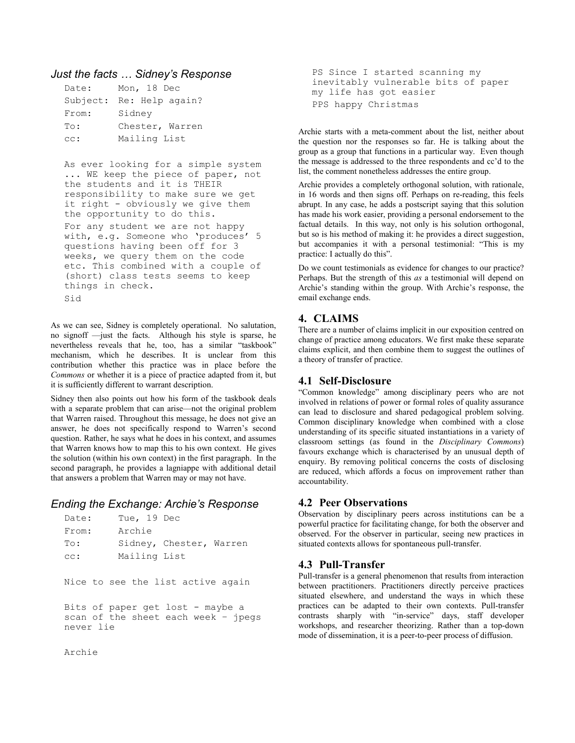### *Just the facts … Sidney's Response*

```
Date:     Mon, 18 Dec
Subject:  Re: Help again?
From:     Sidney
To:       Chester, Warren
cc:       Mailing List

As ever looking for a simple system
... WE keep the piece of paper, not
the students and it is THEIR
responsibility to make sure we get
it right - obviously we give them
the opportunity to do this.
For any student we are not happy
with, e.g. Someone who 'produces' 5
questions having been off for 3
weeks, we query them on the code
etc. This combined with a couple of
(short) class tests seems to keep
things in check.
Sid
```

As we can see, Sidney is completely operational. No salutation, no signoff —just the facts. Although his style is sparse, he nevertheless reveals that he, too, has a similar "taskbook" mechanism, which he describes. It is unclear from this contribution whether this practice was in place before the *Commons* or whether it is a piece of practice adapted from it, but it is sufficiently different to warrant description.

Sidney then also points out how his form of the taskbook deals with a separate problem that can arise—not the original problem that Warren raised. Throughout this message, he does not give an answer, he does not specifically respond to Warren's second question. Rather, he says what he does in his context, and assumes that Warren knows how to map this to his own context. He gives the solution (within his own context) in the first paragraph. In the second paragraph, he provides a lagniappe with additional detail that answers a problem that Warren may or may not have.

### *Ending the Exchange: Archie's Response*

```
Date:     Tue, 19 Dec
From:     Archie
To:       Sidney, Chester, Warren
cc:       Mailing List

Nice to see the list active again

Bits of paper get lost - maybe a
scan of the sheet each week – jpegs
never lie

Archie

PS Since I started scanning my
inevitably vulnerable bits of paper
my life has got easier
PPS happy Christmas
```

Archie starts with a meta-comment about the list, neither about the question nor the responses so far. He is talking about the group as a group that functions in a particular way. Even though the message is addressed to the three respondents and cc'd to the list, the comment nonetheless addresses the entire group.

Archie provides a completely orthogonal solution, with rationale, in 16 words and then signs off. Perhaps on re-reading, this feels abrupt. In any case, he adds a postscript saying that this solution has made his work easier, providing a personal endorsement to the factual details. In this way, not only is his solution orthogonal, but so is his method of making it: he provides a direct suggestion, but accompanies it with a personal testimonial: "This is my practice: I actually do this".

Do we count testimonials as evidence for changes to our practice? Perhaps. But the strength of this *as* a testimonial will depend on Archie's standing within the group. With Archie's response, the email exchange ends.

## 4. CLAIMS

There are a number of claims implicit in our exposition centred on change of practice among educators. We first make these separate claims explicit, and then combine them to suggest the outlines of a theory of transfer of practice.

### 4.1 Self-Disclosure

"Common knowledge" among disciplinary peers who are not involved in relations of power or formal roles of quality assurance can lead to disclosure and shared pedagogical problem solving. Common disciplinary knowledge when combined with a close understanding of its specific situated instantiations in a variety of classroom settings (as found in the *Disciplinary Commons*) favours exchange which is characterised by an unusual depth of enquiry. By removing political concerns the costs of disclosing are reduced, which affords a focus on improvement rather than accountability.

### 4.2 Peer Observations

Observation by disciplinary peers across institutions can be a powerful practice for facilitating change, for both the observer and observed. For the observer in particular, seeing new practices in situated contexts allows for spontaneous pull-transfer.

### 4.3 Pull-Transfer

Pull-transfer is a general phenomenon that results from interaction between practitioners. Practitioners directly perceive practices situated elsewhere, and understand the ways in which these practices can be adapted to their own contexts. Pull-transfer contrasts sharply with "in-service" days, staff developer workshops, and researcher theorizing. Rather than a top-down mode of dissemination, it is a peer-to-peer process of diffusion.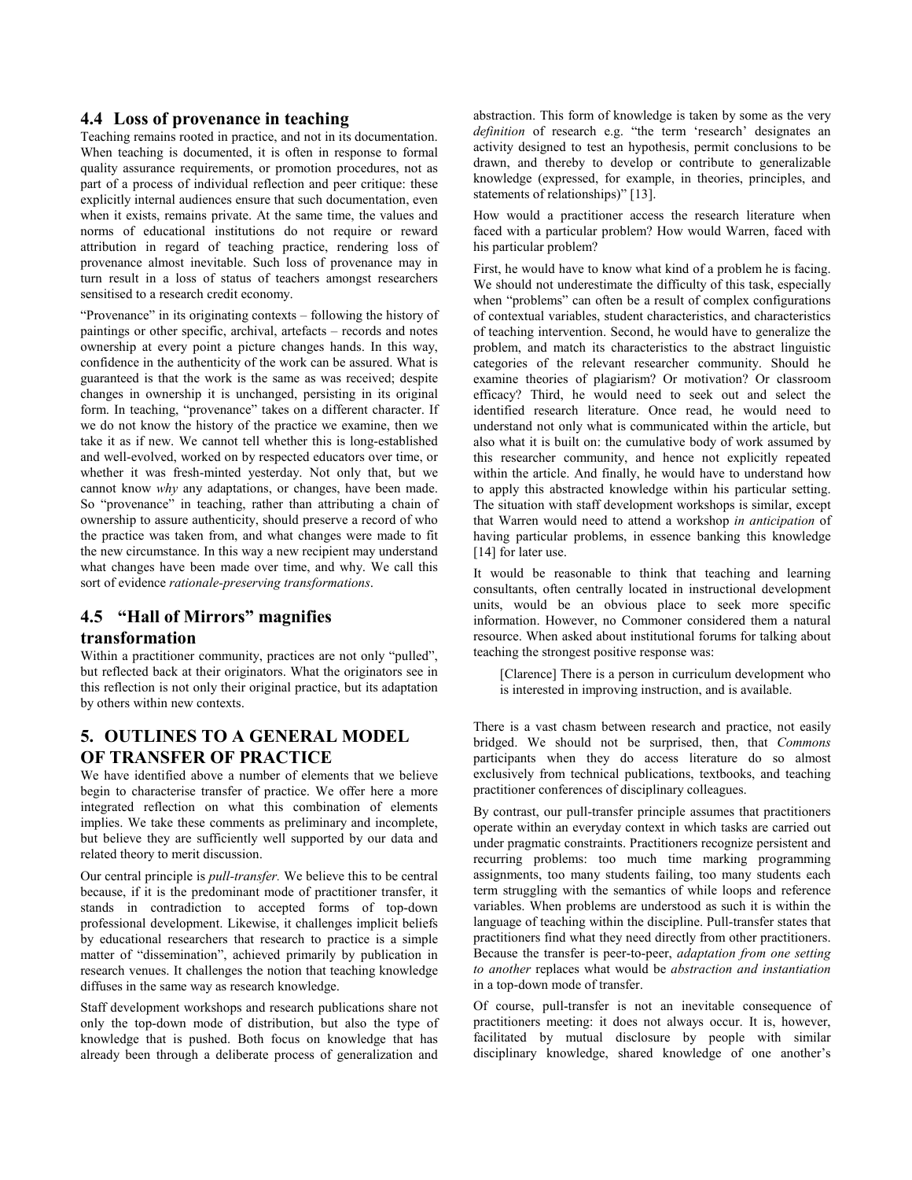## 4.4 Loss of provenance in teaching

Teaching remains rooted in practice, and not in its documentation. When teaching is documented, it is often in response to formal quality assurance requirements, or promotion procedures, not as part of a process of individual reflection and peer critique: these explicitly internal audiences ensure that such documentation, even when it exists, remains private. At the same time, the values and norms of educational institutions do not require or reward attribution in regard of teaching practice, rendering loss of provenance almost inevitable. Such loss of provenance may in turn result in a loss of status of teachers amongst researchers sensitised to a research credit economy.

"Provenance" in its originating contexts – following the history of paintings or other specific, archival, artefacts – records and notes ownership at every point a picture changes hands. In this way, confidence in the authenticity of the work can be assured. What is guaranteed is that the work is the same as was received; despite changes in ownership it is unchanged, persisting in its original form. In teaching, "provenance" takes on a different character. If we do not know the history of the practice we examine, then we take it as if new. We cannot tell whether this is long-established and well-evolved, worked on by respected educators over time, or whether it was fresh-minted yesterday. Not only that, but we cannot know *why* any adaptations, or changes, have been made. So "provenance" in teaching, rather than attributing a chain of ownership to assure authenticity, should preserve a record of who the practice was taken from, and what changes were made to fit the new circumstance. In this way a new recipient may understand what changes have been made over time, and why. We call this sort of evidence *rationale-preserving transformations*.

## 4.5 "Hall of Mirrors" magnifies transformation

Within a practitioner community, practices are not only "pulled", but reflected back at their originators. What the originators see in this reflection is not only their original practice, but its adaptation by others within new contexts.

# 5. OUTLINES TO A GENERAL MODEL OF TRANSFER OF PRACTICE

We have identified above a number of elements that we believe begin to characterise transfer of practice. We offer here a more integrated reflection on what this combination of elements implies. We take these comments as preliminary and incomplete, but believe they are sufficiently well supported by our data and related theory to merit discussion.

Our central principle is *pull-transfer.* We believe this to be central because, if it is the predominant mode of practitioner transfer, it stands in contradiction to accepted forms of top-down professional development. Likewise, it challenges implicit beliefs by educational researchers that research to practice is a simple matter of "dissemination", achieved primarily by publication in research venues. It challenges the notion that teaching knowledge diffuses in the same way as research knowledge.

Staff development workshops and research publications share not only the top-down mode of distribution, but also the type of knowledge that is pushed. Both focus on knowledge that has already been through a deliberate process of generalization and abstraction. This form of knowledge is taken by some as the very *definition* of research e.g. "the term 'research' designates an activity designed to test an hypothesis, permit conclusions to be drawn, and thereby to develop or contribute to generalizable knowledge (expressed, for example, in theories, principles, and statements of relationships)" [13].

How would a practitioner access the research literature when faced with a particular problem? How would Warren, faced with his particular problem?

First, he would have to know what kind of a problem he is facing. We should not underestimate the difficulty of this task, especially when "problems" can often be a result of complex configurations of contextual variables, student characteristics, and characteristics of teaching intervention. Second, he would have to generalize the problem, and match its characteristics to the abstract linguistic categories of the relevant researcher community. Should he examine theories of plagiarism? Or motivation? Or classroom efficacy? Third, he would need to seek out and select the identified research literature. Once read, he would need to understand not only what is communicated within the article, but also what it is built on: the cumulative body of work assumed by this researcher community, and hence not explicitly repeated within the article. And finally, he would have to understand how to apply this abstracted knowledge within his particular setting. The situation with staff development workshops is similar, except that Warren would need to attend a workshop *in anticipation* of having particular problems, in essence banking this knowledge [14] for later use.

It would be reasonable to think that teaching and learning consultants, often centrally located in instructional development units, would be an obvious place to seek more specific information. However, no Commoner considered them a natural resource. When asked about institutional forums for talking about teaching the strongest positive response was:

> [Clarence] There is a person in curriculum development who is interested in improving instruction, and is available.

There is a vast chasm between research and practice, not easily bridged. We should not be surprised, then, that *Commons* participants when they do access literature do so almost exclusively from technical publications, textbooks, and teaching practitioner conferences of disciplinary colleagues.

By contrast, our pull-transfer principle assumes that practitioners operate within an everyday context in which tasks are carried out under pragmatic constraints. Practitioners recognize persistent and recurring problems: too much time marking programming assignments, too many students failing, too many students each term struggling with the semantics of while loops and reference variables. When problems are understood as such it is within the language of teaching within the discipline. Pull-transfer states that practitioners find what they need directly from other practitioners. Because the transfer is peer-to-peer, *adaptation from one setting to another* replaces what would be *abstraction and instantiation* in a top-down mode of transfer.

Of course, pull-transfer is not an inevitable consequence of practitioners meeting: it does not always occur. It is, however, facilitated by mutual disclosure by people with similar disciplinary knowledge, shared knowledge of one another's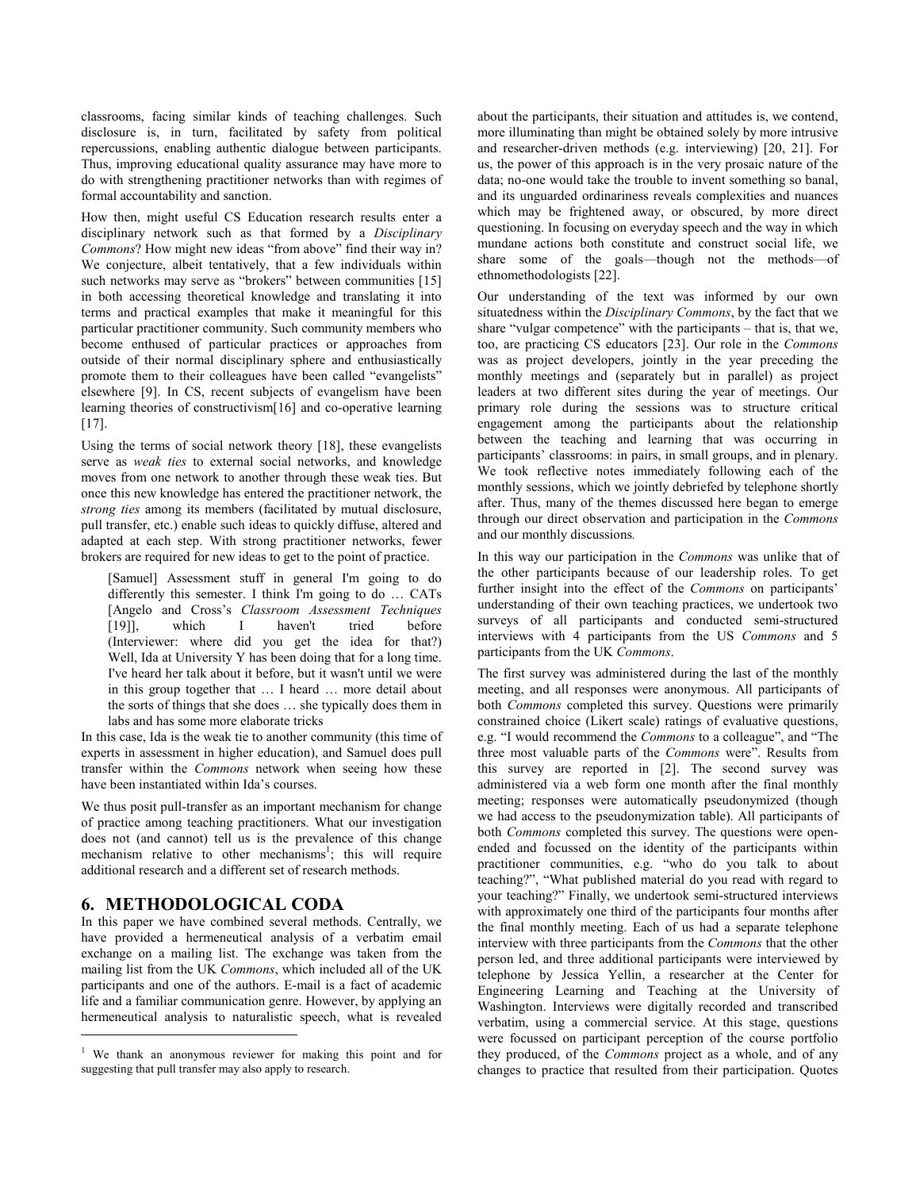classrooms, facing similar kinds of teaching challenges. Such disclosure is, in turn, facilitated by safety from political repercussions, enabling authentic dialogue between participants. Thus, improving educational quality assurance may have more to do with strengthening practitioner networks than with regimes of formal accountability and sanction.

How then, might useful CS Education research results enter a disciplinary network such as that formed by a *Disciplinary Commons*? How might new ideas "from above" find their way in? We conjecture, albeit tentatively, that a few individuals within such networks may serve as "brokers" between communities [15] in both accessing theoretical knowledge and translating it into terms and practical examples that make it meaningful for this particular practitioner community. Such community members who become enthused of particular practices or approaches from outside of their normal disciplinary sphere and enthusiastically promote them to their colleagues have been called "evangelists" elsewhere [9]. In CS, recent subjects of evangelism have been learning theories of constructivism[16] and co-operative learning [17].

Using the terms of social network theory [18], these evangelists serve as *weak ties* to external social networks, and knowledge moves from one network to another through these weak ties. But once this new knowledge has entered the practitioner network, the *strong ties* among its members (facilitated by mutual disclosure, pull transfer, etc.) enable such ideas to quickly diffuse, altered and adapted at each step. With strong practitioner networks, fewer brokers are required for new ideas to get to the point of practice.

> [Samuel] Assessment stuff in general I'm going to do differently this semester. I think I'm going to do … CATs [Angelo and Cross's *Classroom Assessment Techniques* [19]], which I haven't tried before (Interviewer: where did you get the idea for that?) Well, Ida at University Y has been doing that for a long time. I've heard her talk about it before, but it wasn't until we were in this group together that … I heard … more detail about the sorts of things that she does … she typically does them in labs and has some more elaborate tricks

In this case, Ida is the weak tie to another community (this time of experts in assessment in higher education), and Samuel does pull transfer within the *Commons* network when seeing how these have been instantiated within Ida's courses.

We thus posit pull-transfer as an important mechanism for change of practice among teaching practitioners. What our investigation does not (and cannot) tell us is the prevalence of this change mechanism relative to other mechanisms[1]; this will require additional research and a different set of research methods.

## 6. METHODOLOGICAL CODA

In this paper we have combined several methods. Centrally, we have provided a hermeneutical analysis of a verbatim email exchange on a mailing list. The exchange was taken from the mailing list from the UK *Commons*, which included all of the UK participants and one of the authors. E-mail is a fact of academic life and a familiar communication genre. However, by applying an hermeneutical analysis to naturalistic speech, what is revealed about the participants, their situation and attitudes is, we contend, more illuminating than might be obtained solely by more intrusive and researcher-driven methods (e.g. interviewing) [20, 21]. For us, the power of this approach is in the very prosaic nature of the data; no-one would take the trouble to invent something so banal, and its unguarded ordinariness reveals complexities and nuances which may be frightened away, or obscured, by more direct questioning. In focusing on everyday speech and the way in which mundane actions both constitute and construct social life, we share some of the goals—though not the methods—of ethnomethodologists [22].

Our understanding of the text was informed by our own situatedness within the *Disciplinary Commons*, by the fact that we share "vulgar competence" with the participants – that is, that we, too, are practicing CS educators [23]. Our role in the *Commons* was as project developers, jointly in the year preceding the monthly meetings and (separately but in parallel) as project leaders at two different sites during the year of meetings. Our primary role during the sessions was to structure critical engagement among the participants about the relationship between the teaching and learning that was occurring in participants' classrooms: in pairs, in small groups, and in plenary. We took reflective notes immediately following each of the monthly sessions, which we jointly debriefed by telephone shortly after. Thus, many of the themes discussed here began to emerge through our direct observation and participation in the *Commons* and our monthly discussions.

In this way our participation in the *Commons* was unlike that of the other participants because of our leadership roles. To get further insight into the effect of the *Commons* on participants' understanding of their own teaching practices, we undertook two surveys of all participants and conducted semi-structured interviews with 4 participants from the US *Commons* and 5 participants from the UK *Commons*.

The first survey was administered during the last of the monthly meeting, and all responses were anonymous. All participants of both *Commons* completed this survey. Questions were primarily constrained choice (Likert scale) ratings of evaluative questions, e.g. "I would recommend the *Commons* to a colleague", and "The three most valuable parts of the *Commons* were". Results from this survey are reported in [2]. The second survey was administered via a web form one month after the final monthly meeting; responses were automatically pseudonymized (though we had access to the pseudonymization table). All participants of both *Commons* completed this survey. The questions were open-ended and focussed on the identity of the participants within practitioner communities, e.g. "who do you talk to about teaching?", "What published material do you read with regard to your teaching?" Finally, we undertook semi-structured interviews with approximately one third of the participants four months after the final monthly meeting. Each of us had a separate telephone interview with three participants from the *Commons* that the other person led, and three additional participants were interviewed by telephone by Jessica Yellin, a researcher at the Center for Engineering Learning and Teaching at the University of Washington. Interviews were digitally recorded and transcribed verbatim, using a commercial service. At this stage, questions were focussed on participant perception of the course portfolio they produced, of the *Commons* project as a whole, and of any changes to practice that resulted from their participation. Quotes

[1] We thank an anonymous reviewer for making this point and for suggesting that pull transfer may also apply to research.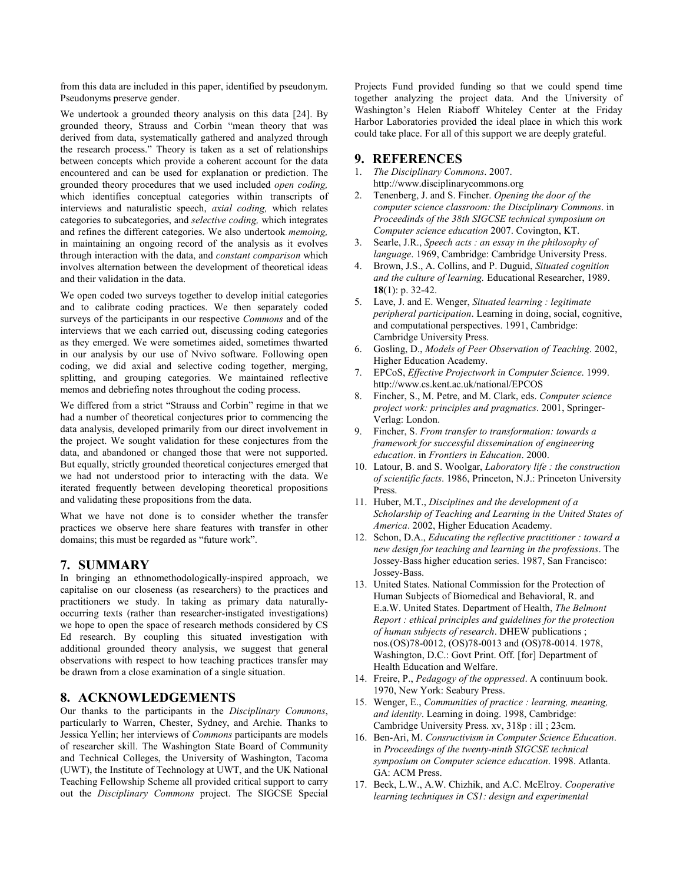from this data are included in this paper, identified by pseudonym. Pseudonyms preserve gender.

We undertook a grounded theory analysis on this data [24]. By grounded theory, Strauss and Corbin "mean theory that was derived from data, systematically gathered and analyzed through the research process." Theory is taken as a set of relationships between concepts which provide a coherent account for the data encountered and can be used for explanation or prediction. The grounded theory procedures that we used included *open coding,* which identifies conceptual categories within transcripts of interviews and naturalistic speech, *axial coding,* which relates categories to subcategories, and *selective coding,* which integrates and refines the different categories. We also undertook *memoing,* in maintaining an ongoing record of the analysis as it evolves through interaction with the data, and *constant comparison* which involves alternation between the development of theoretical ideas and their validation in the data.

We open coded two surveys together to develop initial categories and to calibrate coding practices. We then separately coded surveys of the participants in our respective *Commons* and of the interviews that we each carried out, discussing coding categories as they emerged. We were sometimes aided, sometimes thwarted in our analysis by our use of Nvivo software. Following open coding, we did axial and selective coding together, merging, splitting, and grouping categories. We maintained reflective memos and debriefing notes throughout the coding process.

We differed from a strict "Strauss and Corbin" regime in that we had a number of theoretical conjectures prior to commencing the data analysis, developed primarily from our direct involvement in the project. We sought validation for these conjectures from the data, and abandoned or changed those that were not supported. But equally, strictly grounded theoretical conjectures emerged that we had not understood prior to interacting with the data. We iterated frequently between developing theoretical propositions and validating these propositions from the data.

What we have not done is to consider whether the transfer practices we observe here share features with transfer in other domains; this must be regarded as "future work".

## 7. SUMMARY

In bringing an ethnomethodologically-inspired approach, we capitalise on our closeness (as researchers) to the practices and practitioners we study. In taking as primary data naturally-occurring texts (rather than researcher-instigated investigations) we hope to open the space of research methods considered by CS Ed research. By coupling this situated investigation with additional grounded theory analysis, we suggest that general observations with respect to how teaching practices transfer may be drawn from a close examination of a single situation.

## 8. ACKNOWLEDGEMENTS

Our thanks to the participants in the *Disciplinary Commons*, particularly to Warren, Chester, Sydney, and Archie. Thanks to Jessica Yellin; her interviews of *Commons* participants are models of researcher skill. The Washington State Board of Community and Technical Colleges, the University of Washington, Tacoma (UWT), the Institute of Technology at UWT, and the UK National Teaching Fellowship Scheme all provided critical support to carry out the *Disciplinary Commons* project. The SIGCSE Special Projects Fund provided funding so that we could spend time together analyzing the project data. And the University of Washington's Helen Riaboff Whiteley Center at the Friday Harbor Laboratories provided the ideal place in which this work could take place. For all of this support we are deeply grateful.

## 9. REFERENCES

1. *The Disciplinary Commons*. 2007. http://www.disciplinarycommons.org
2. Tenenberg, J. and S. Fincher. *Opening the door of the computer science classroom: the Disciplinary Commons*. in *Proceedinds of the 38th SIGCSE technical symposium on Computer science education* 2007. Covington, KT.
3. Searle, J.R., *Speech acts : an essay in the philosophy of language*. 1969, Cambridge: Cambridge University Press.
4. Brown, J.S., A. Collins, and P. Duguid, *Situated cognition and the culture of learning.* Educational Researcher, 1989. **18**(1): p. 32-42.
5. Lave, J. and E. Wenger, *Situated learning : legitimate peripheral participation*. Learning in doing, social, cognitive, and computational perspectives. 1991, Cambridge: Cambridge University Press.
6. Gosling, D., *Models of Peer Observation of Teaching*. 2002, Higher Education Academy.
7. EPCoS, *Effective Projectwork in Computer Science*. 1999. http://www.cs.kent.ac.uk/national/EPCOS
8. Fincher, S., M. Petre, and M. Clark, eds. *Computer science project work: principles and pragmatics*. 2001, Springer-Verlag: London.
9. Fincher, S. *From transfer to transformation: towards a framework for successful dissemination of engineering education*. in *Frontiers in Education*. 2000.
10. Latour, B. and S. Woolgar, *Laboratory life : the construction of scientific facts*. 1986, Princeton, N.J.: Princeton University Press.
11. Huber, M.T., *Disciplines and the development of a Scholarship of Teaching and Learning in the United States of America*. 2002, Higher Education Academy.
12. Schon, D.A., *Educating the reflective practitioner : toward a new design for teaching and learning in the professions*. The Jossey-Bass higher education series. 1987, San Francisco: Jossey-Bass.
13. United States. National Commission for the Protection of Human Subjects of Biomedical and Behavioral, R. and E.a.W. United States. Department of Health, *The Belmont Report : ethical principles and guidelines for the protection of human subjects of research*. DHEW publications ; nos.(OS)78-0012, (OS)78-0013 and (OS)78-0014. 1978, Washington, D.C.: Govt Print. Off. [for] Department of Health Education and Welfare.
14. Freire, P., *Pedagogy of the oppressed*. A continuum book. 1970, New York: Seabury Press.
15. Wenger, E., *Communities of practice : learning, meaning, and identity*. Learning in doing. 1998, Cambridge: Cambridge University Press. xv, 318p : ill ; 23cm.
16. Ben-Ari, M. *Consructivism in Computer Science Education*. in *Proceedings of the twenty-ninth SIGCSE technical symposium on Computer science education*. 1998. Atlanta. GA: ACM Press.
17. Beck, L.W., A.W. Chizhik, and A.C. McElroy. *Cooperative learning techniques in CS1: design and experimental*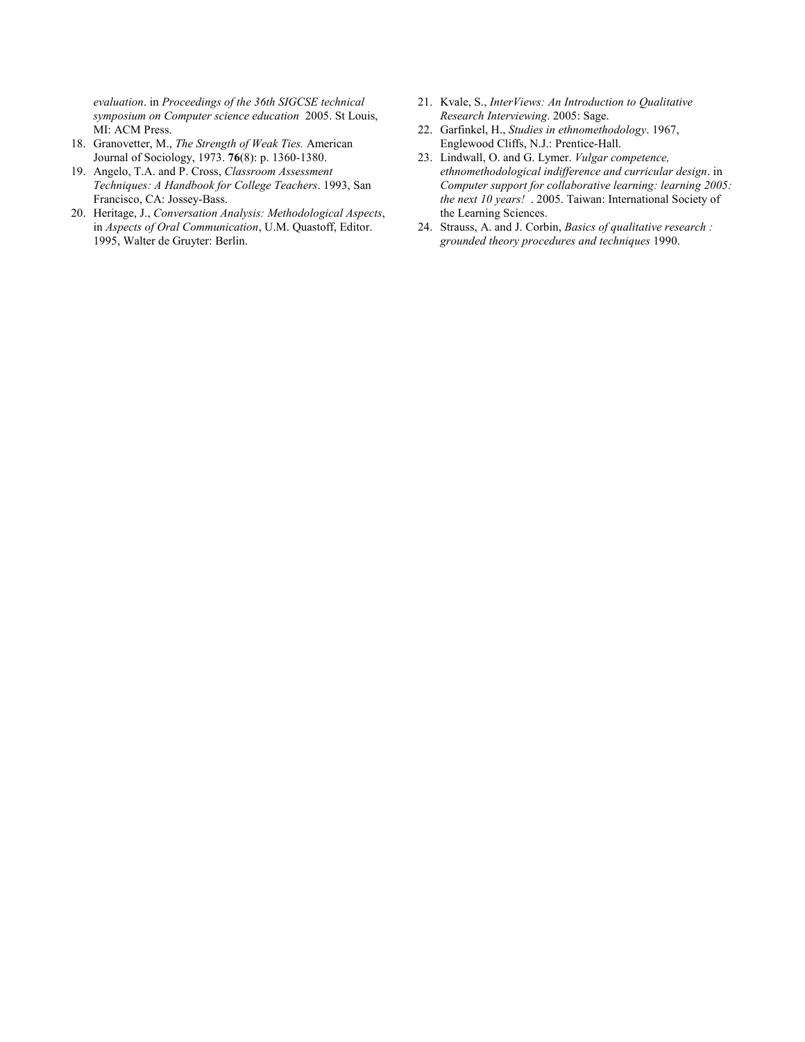*evaluation*. in *Proceedings of the 36th SIGCSE technical symposium on Computer science education* 2005. St Louis, MI: ACM Press.

18. Granovetter, M., *The Strength of Weak Ties.* American Journal of Sociology, 1973. **76**(8): p. 1360-1380.
19. Angelo, T.A. and P. Cross, *Classroom Assessment Techniques: A Handbook for College Teachers*. 1993, San Francisco, CA: Jossey-Bass.
20. Heritage, J., *Conversation Analysis: Methodological Aspects*, in *Aspects of Oral Communication*, U.M. Quastoff, Editor. 1995, Walter de Gruyter: Berlin.
21. Kvale, S., *InterViews: An Introduction to Qualitative Research Interviewing*. 2005: Sage.
22. Garfinkel, H., *Studies in ethnomethodology*. 1967, Englewood Cliffs, N.J.: Prentice-Hall.
23. Lindwall, O. and G. Lymer. *Vulgar competence, ethnomethodological indifference and curricular design*. in *Computer support for collaborative learning: learning 2005: the next 10 years!* . 2005. Taiwan: International Society of the Learning Sciences.
24. Strauss, A. and J. Corbin, *Basics of qualitative research : grounded theory procedures and techniques* 1990.